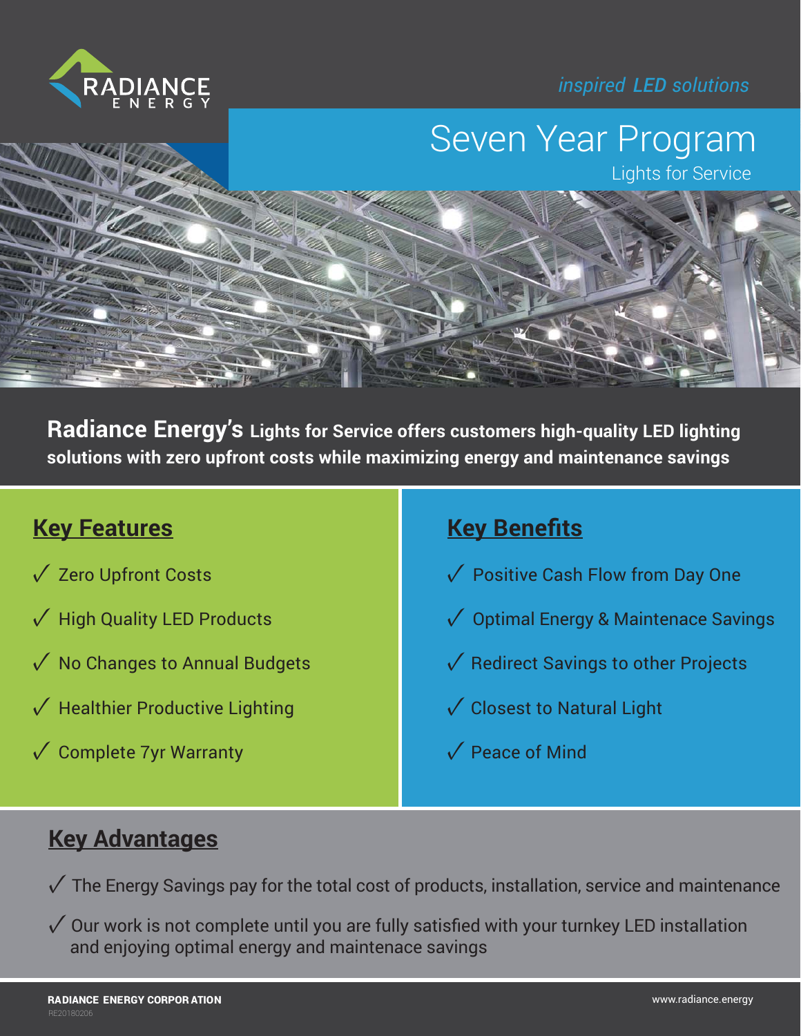RADIANCE ENERGY

*inspired LED solutions*

# Seven Year Program

## Lights for Service

**Radiance Energy's Lights for Service offers customers high-quality LED lighting solutions with zero upfront costs while maximizing energy and maintenance savings**

## Key Features

- ✓ Zero Upfront Costs
- ✓ High Quality LED Products
- ✓ No Changes to Annual Budgets
- ✓ Healthier Productive Lighting
- ✓ Complete 7yr Warranty

## Key Benefits

- ✓ Positive Cash Flow from Day One
- ✓ Optimal Energy & Maintenace Savings
- ✓ Redirect Savings to other Projects
- ✓ Closest to Natural Light
- ✓ Peace of Mind

## Key Advantages

- ✓ The Energy Savings pay for the total cost of products, installation, service and maintenance
- ✓ Our work is not complete until you are fully satisfied with your turnkey LED installation and enjoying optimal energy and maintenace savings

**RADIANCE ENERGY CORPORATION**

RE20180206

www.radiance.energy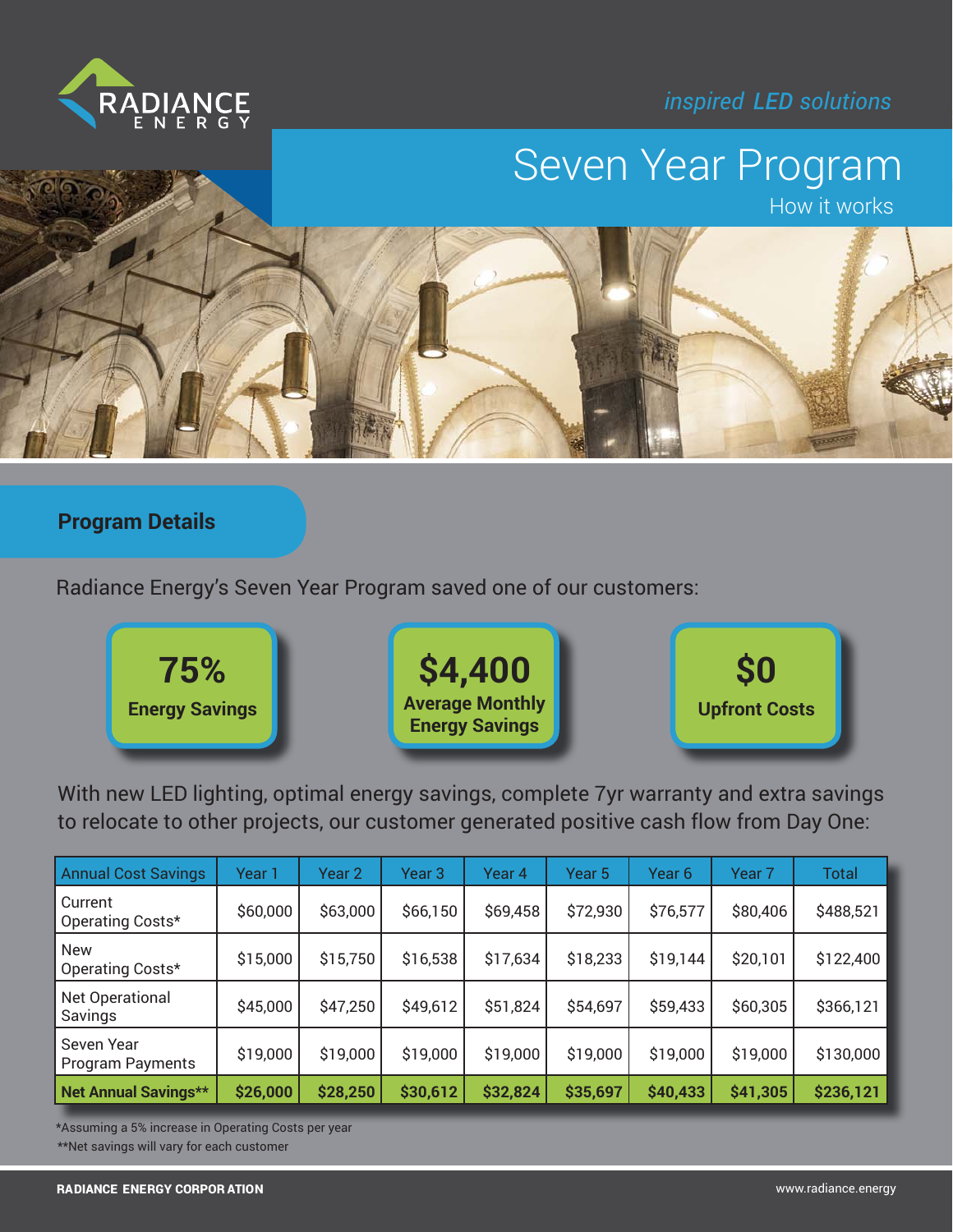*inspired LED solutions*

# Seven Year Program

How it works

## Program Details

Radiance Energy's Seven Year Program saved one of our customers:

**75%**
**Energy Savings**

**$4,400**
**Average Monthly Energy Savings**

**$0**
**Upfront Costs**

With new LED lighting, optimal energy savings, complete 7yr warranty and extra savings to relocate to other projects, our customer generated positive cash flow from Day One:

| Annual Cost Savings | Year 1 | Year 2 | Year 3 | Year 4 | Year 5 | Year 6 | Year 7 | Total |
|---|---|---|---|---|---|---|---|---|
| Current Operating Costs* | $60,000 | $63,000 | $66,150 | $69,458 | $72,930 | $76,577 | $80,406 | $488,521 |
| New Operating Costs* | $15,000 | $15,750 | $16,538 | $17,634 | $18,233 | $19,144 | $20,101 | $122,400 |
| Net Operational Savings | $45,000 | $47,250 | $49,612 | $51,824 | $54,697 | $59,433 | $60,305 | $366,121 |
| Seven Year Program Payments | $19,000 | $19,000 | $19,000 | $19,000 | $19,000 | $19,000 | $19,000 | $130,000 |
| **Net Annual Savings**** | **$26,000** | **$28,250** | **$30,612** | **$32,824** | **$35,697** | **$40,433** | **$41,305** | **$236,121** |

*Assuming a 5% increase in Operating Costs per year

**Net savings will vary for each customer

RADIANCE ENERGY CORPORATION

www.radiance.energy